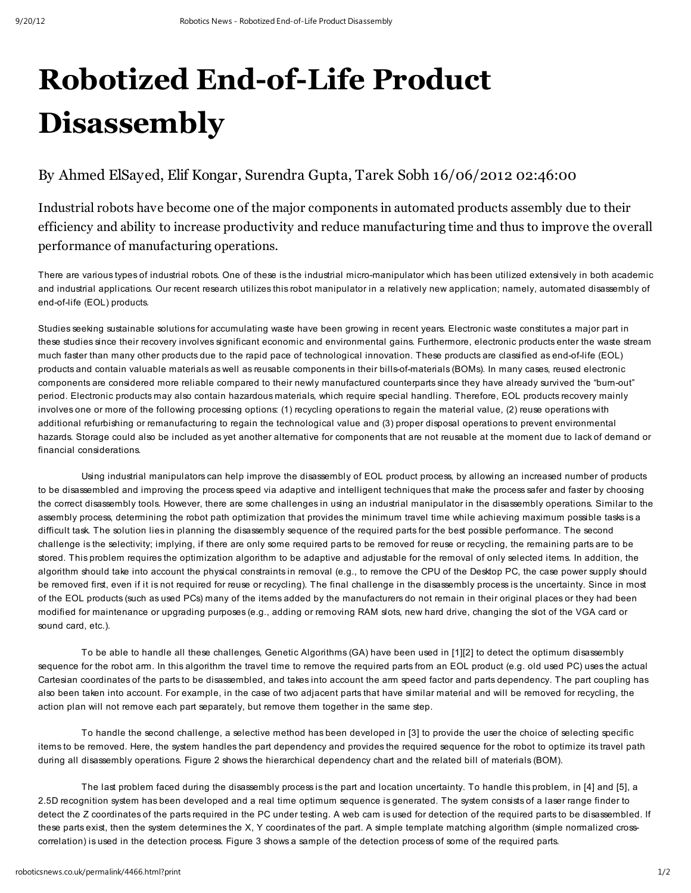# Robotized End-of-Life Product Disassembly

## By Ahmed ElSayed, Elif Kongar, Surendra Gupta, Tarek Sobh 16/06/2012 02:46:00

Industrial robots have become one of the major components in automated products assembly due to their efficiency and ability to increase productivity and reduce manufacturing time and thus to improve the overall performance of manufacturing operations.

There are various types of industrial robots. One of these is the industrial micro-manipulator which has been utilized extensively in both academic and industrial applications. Our recent research utilizes this robot manipulator in a relatively new application; namely, automated disassembly of end-of-life (EOL) products.

Studies seeking sustainable solutions for accumulating waste have been growing in recent years. Electronic waste constitutes a major part in these studies since their recovery involves significant economic and environmental gains. Furthermore, electronic products enter the waste stream much faster than many other products due to the rapid pace of technological innovation. These products are classified as end-of-life (EOL) products and contain valuable materials as well as reusable components in their bills-of-materials (BOMs). In many cases, reused electronic components are considered more reliable compared to their newly manufactured counterparts since they have already survived the "burn-out" period. Electronic products may also contain hazardous materials, which require special handling. Therefore, EOL products recovery mainly involves one or more of the following processing options: (1) recycling operations to regain the material value, (2) reuse operations with additional refurbishing or remanufacturing to regain the technological value and (3) proper disposal operations to prevent environmental hazards. Storage could also be included as yet another alternative for components that are not reusable at the moment due to lack of demand or financial considerations.

Using industrial manipulators can help improve the disassembly of EOL product process, by allowing an increased number of products to be disassembled and improving the process speed via adaptive and intelligent techniques that make the process safer and faster by choosing the correct disassembly tools. However, there are some challenges in using an industrial manipulator in the disassembly operations. Similar to the assembly process, determining the robot path optimization that provides the minimum travel time while achieving maximum possible tasks is a difficult task. The solution lies in planning the disassembly sequence of the required parts for the best possible performance. The second challenge is the selectivity; implying, if there are only some required parts to be removed for reuse or recycling, the remaining parts are to be stored. This problem requires the optimization algorithm to be adaptive and adjustable for the removal of only selected items. In addition, the algorithm should take into account the physical constraints in removal (e.g., to remove the CPU of the Desktop PC, the case power supply should be removed first, even if it is not required for reuse or recycling). The final challenge in the disassembly process is the uncertainty. Since in most of the EOL products (such as used PCs) many of the items added by the manufacturers do not remain in their original places or they had been modified for maintenance or upgrading purposes (e.g., adding or removing RAM slots, new hard drive, changing the slot of the VGA card or sound card, etc.).

To be able to handle all these challenges, Genetic Algorithms (GA) have been used in [1][2] to detect the optimum disassembly sequence for the robot arm. In this algorithm the travel time to remove the required parts from an EOL product (e.g. old used PC) uses the actual Cartesian coordinates of the parts to be disassembled, and takes into account the arm speed factor and parts dependency. The part coupling has also been taken into account. For example, in the case of two adjacent parts that have similar material and will be removed for recycling, the action plan will not remove each part separately, but remove them together in the same step.

To handle the second challenge, a selective method has been developed in [3] to provide the user the choice of selecting specific items to be removed. Here, the system handles the part dependency and provides the required sequence for the robot to optimize its travel path during all disassembly operations. Figure 2 shows the hierarchical dependency chart and the related bill of materials (BOM).

The last problem faced during the disassembly process is the part and location uncertainty. To handle this problem, in [4] and [5], a 2.5D recognition system has been developed and a real time optimum sequence is generated. The system consists of a laser range finder to detect the Z coordinates of the parts required in the PC under testing. A web cam is used for detection of the required parts to be disassembled. If these parts exist, then the system determines the X, Y coordinates of the part. A simple template matching algorithm (simple normalized cross-correlation) is used in the detection process. Figure 3 shows a sample of the detection process of some of the required parts.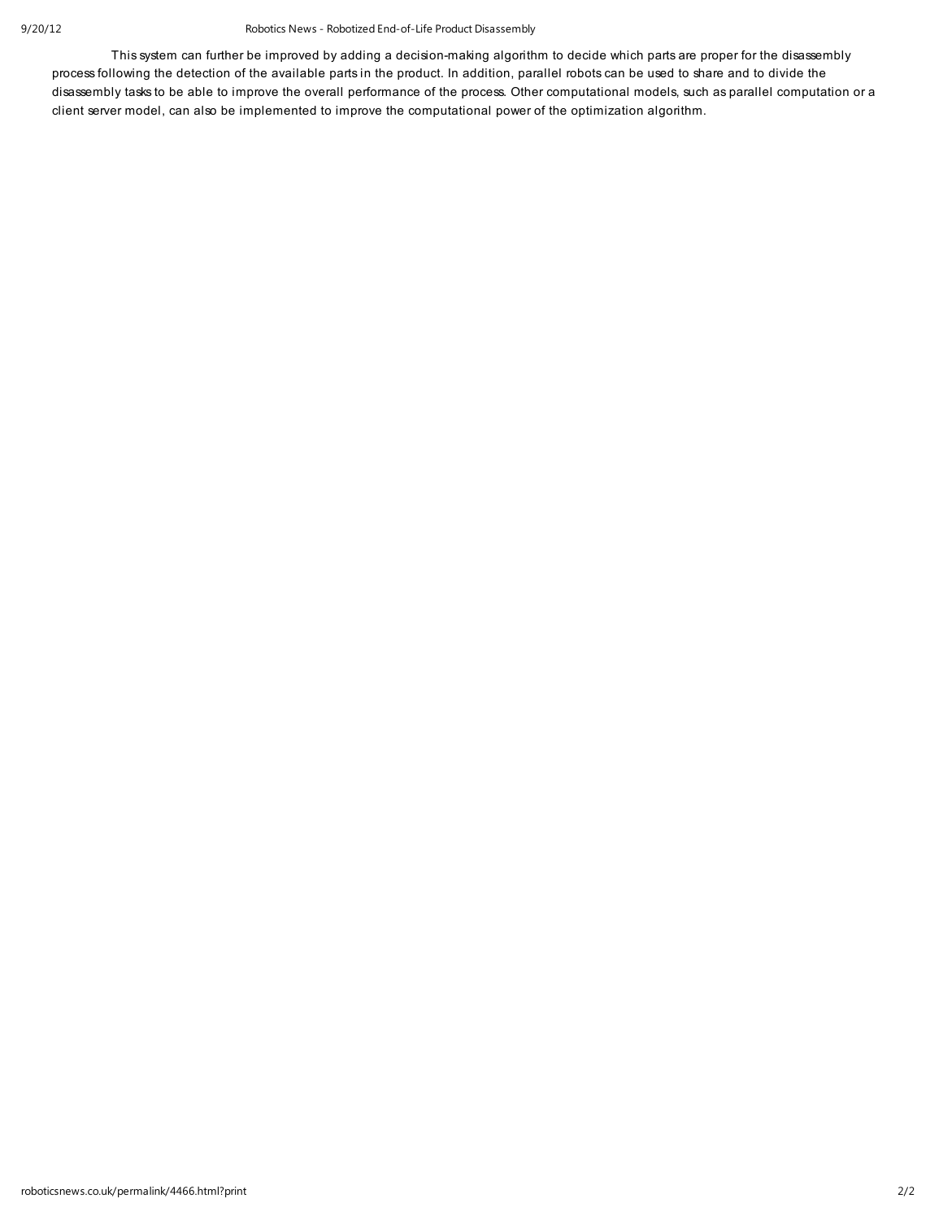This system can further be improved by adding a decision-making algorithm to decide which parts are proper for the disassembly process following the detection of the available parts in the product. In addition, parallel robots can be used to share and to divide the disassembly tasks to be able to improve the overall performance of the process. Other computational models, such as parallel computation or a client server model, can also be implemented to improve the computational power of the optimization algorithm.